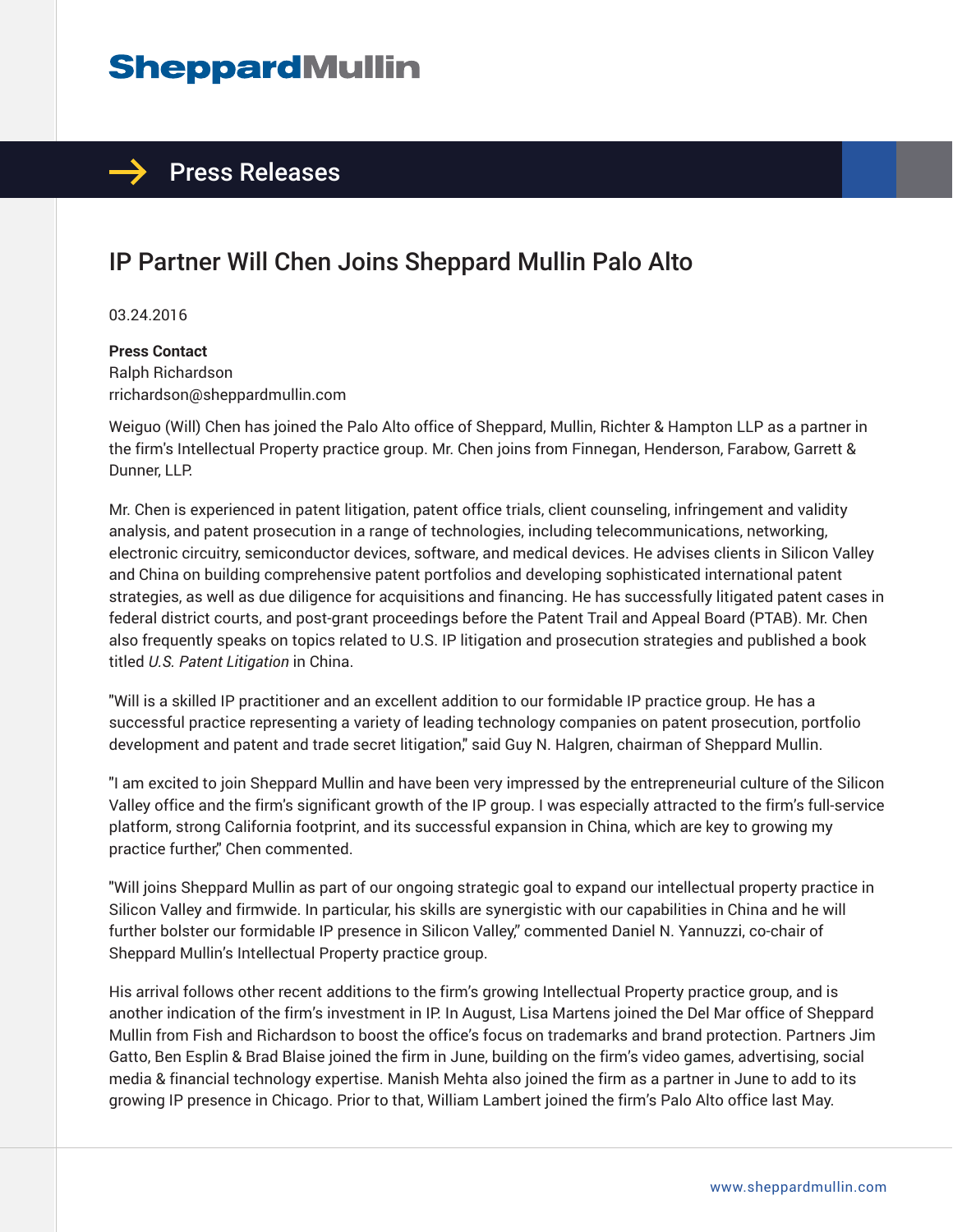SheppardMullin

Press Releases

# IP Partner Will Chen Joins Sheppard Mullin Palo Alto

03.24.2016

**Press Contact**
Ralph Richardson
rrichardson@sheppardmullin.com

Weiguo (Will) Chen has joined the Palo Alto office of Sheppard, Mullin, Richter & Hampton LLP as a partner in the firm's Intellectual Property practice group. Mr. Chen joins from Finnegan, Henderson, Farabow, Garrett & Dunner, LLP.

Mr. Chen is experienced in patent litigation, patent office trials, client counseling, infringement and validity analysis, and patent prosecution in a range of technologies, including telecommunications, networking, electronic circuitry, semiconductor devices, software, and medical devices. He advises clients in Silicon Valley and China on building comprehensive patent portfolios and developing sophisticated international patent strategies, as well as due diligence for acquisitions and financing. He has successfully litigated patent cases in federal district courts, and post-grant proceedings before the Patent Trail and Appeal Board (PTAB). Mr. Chen also frequently speaks on topics related to U.S. IP litigation and prosecution strategies and published a book titled *U.S. Patent Litigation* in China.

"Will is a skilled IP practitioner and an excellent addition to our formidable IP practice group. He has a successful practice representing a variety of leading technology companies on patent prosecution, portfolio development and patent and trade secret litigation," said Guy N. Halgren, chairman of Sheppard Mullin.

"I am excited to join Sheppard Mullin and have been very impressed by the entrepreneurial culture of the Silicon Valley office and the firm's significant growth of the IP group. I was especially attracted to the firm's full-service platform, strong California footprint, and its successful expansion in China, which are key to growing my practice further," Chen commented.

"Will joins Sheppard Mullin as part of our ongoing strategic goal to expand our intellectual property practice in Silicon Valley and firmwide. In particular, his skills are synergistic with our capabilities in China and he will further bolster our formidable IP presence in Silicon Valley," commented Daniel N. Yannuzzi, co-chair of Sheppard Mullin's Intellectual Property practice group.

His arrival follows other recent additions to the firm's growing Intellectual Property practice group, and is another indication of the firm's investment in IP. In August, Lisa Martens joined the Del Mar office of Sheppard Mullin from Fish and Richardson to boost the office's focus on trademarks and brand protection. Partners Jim Gatto, Ben Esplin & Brad Blaise joined the firm in June, building on the firm's video games, advertising, social media & financial technology expertise. Manish Mehta also joined the firm as a partner in June to add to its growing IP presence in Chicago. Prior to that, William Lambert joined the firm's Palo Alto office last May.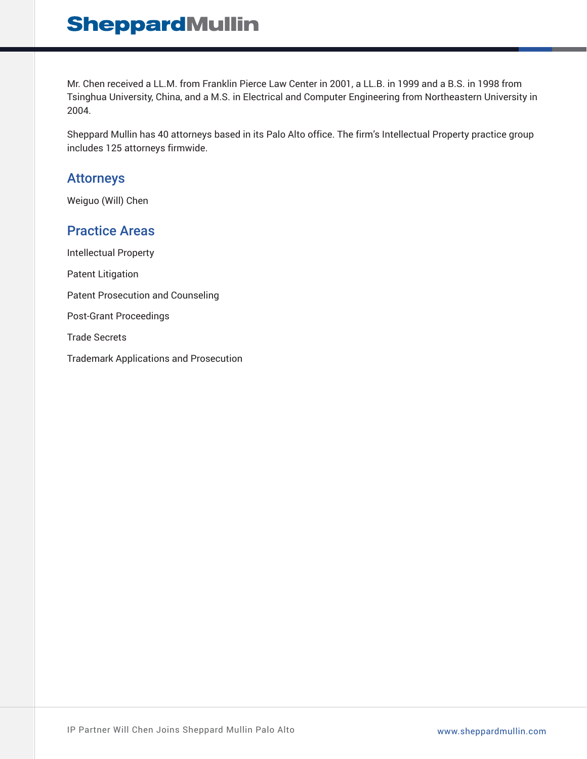Mr. Chen received a LL.M. from Franklin Pierce Law Center in 2001, a LL.B. in 1999 and a B.S. in 1998 from Tsinghua University, China, and a M.S. in Electrical and Computer Engineering from Northeastern University in 2004.

Sheppard Mullin has 40 attorneys based in its Palo Alto office. The firm's Intellectual Property practice group includes 125 attorneys firmwide.

## Attorneys

Weiguo (Will) Chen

## Practice Areas

Intellectual Property

Patent Litigation

Patent Prosecution and Counseling

Post-Grant Proceedings

Trade Secrets

Trademark Applications and Prosecution